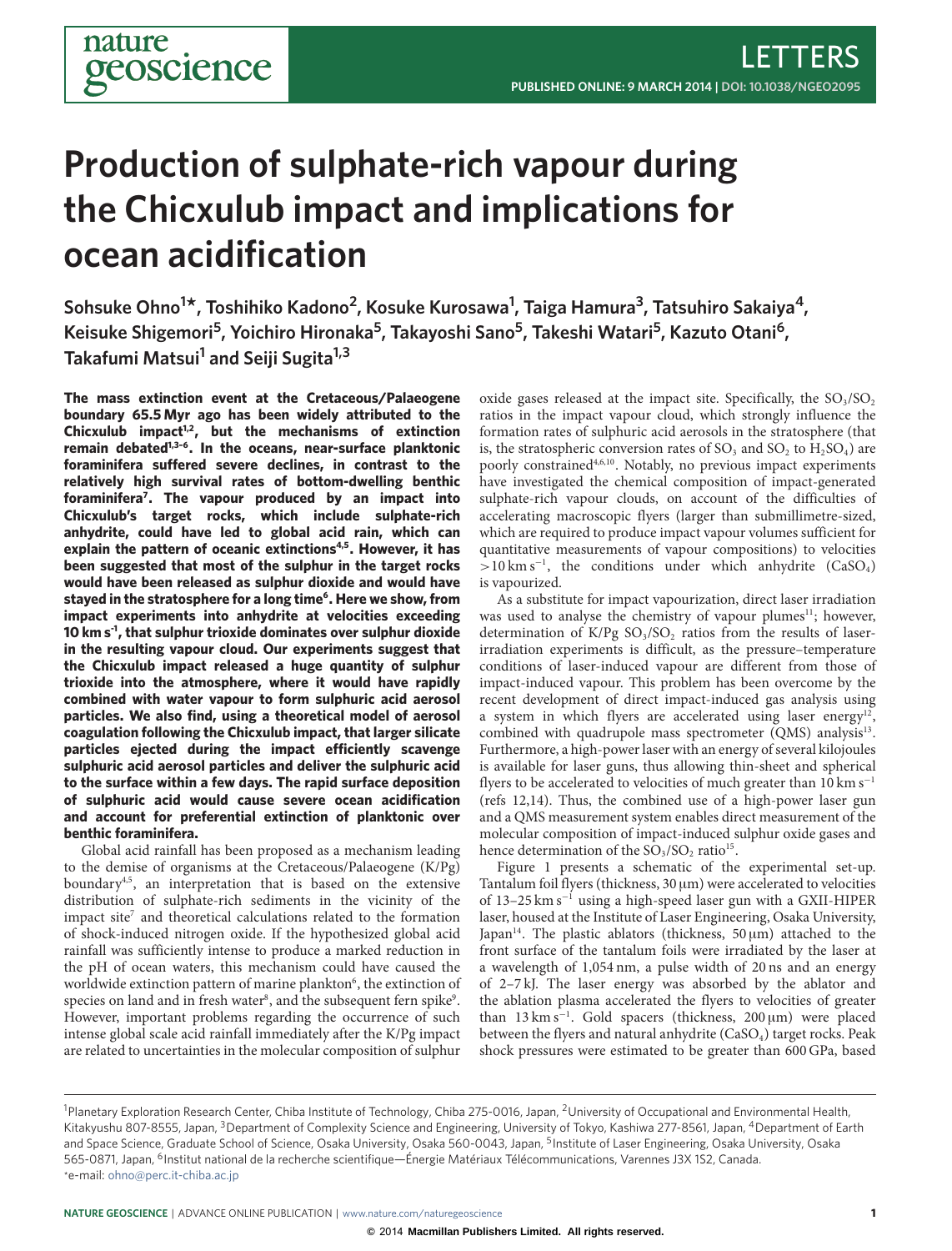# Production of sulphate-rich vapour during the Chicxulub impact and implications for ocean acidification

Sohsuke Ohno[1*], Toshihiko Kadono[2], Kosuke Kurosawa[1], Taiga Hamura[3], Tatsuhiro Sakaiya[4], Keisuke Shigemori[5], Yoichiro Hironaka[5], Takayoshi Sano[5], Takeshi Watari[5], Kazuto Otani[6], Takafumi Matsui[1] and Seiji Sugita[1,3]

**The mass extinction event at the Cretaceous/Palaeogene boundary 65.5 Myr ago has been widely attributed to the Chicxulub impact[1,2], but the mechanisms of extinction remain debated[1,3–6]. In the oceans, near-surface planktonic foraminifera suffered severe declines, in contrast to the relatively high survival rates of bottom-dwelling benthic foraminifera[7]. The vapour produced by an impact into Chicxulub's target rocks, which include sulphate-rich anhydrite, could have led to global acid rain, which can explain the pattern of oceanic extinctions[4,5]. However, it has been suggested that most of the sulphur in the target rocks would have been released as sulphur dioxide and would have stayed in the stratosphere for a long time[6]. Here we show, from impact experiments into anhydrite at velocities exceeding 10 km s$^{-1}$, that sulphur trioxide dominates over sulphur dioxide in the resulting vapour cloud. Our experiments suggest that the Chicxulub impact released a huge quantity of sulphur trioxide into the atmosphere, where it would have rapidly combined with water vapour to form sulphuric acid aerosol particles. We also find, using a theoretical model of aerosol coagulation following the Chicxulub impact, that larger silicate particles ejected during the impact efficiently scavenge sulphuric acid aerosol particles and deliver the sulphuric acid to the surface within a few days. The rapid surface deposition of sulphuric acid would cause severe ocean acidification and account for preferential extinction of planktonic over benthic foraminifera.**

Global acid rainfall has been proposed as a mechanism leading to the demise of organisms at the Cretaceous/Palaeogene (K/Pg) boundary[4,5], an interpretation that is based on the extensive distribution of sulphate-rich sediments in the vicinity of the impact site[7] and theoretical calculations related to the formation of shock-induced nitrogen oxide. If the hypothesized global acid rainfall was sufficiently intense to produce a marked reduction in the pH of ocean waters, this mechanism could have caused the worldwide extinction pattern of marine plankton[6], the extinction of species on land and in fresh water[8], and the subsequent fern spike[9]. However, important problems regarding the occurrence of such intense global scale acid rainfall immediately after the K/Pg impact are related to uncertainties in the molecular composition of sulphur oxide gases released at the impact site. Specifically, the $SO_3/SO_2$ ratios in the impact vapour cloud, which strongly influence the formation rates of sulphuric acid aerosols in the stratosphere (that is, the stratospheric conversion rates of $SO_3$ and $SO_2$ to $H_2SO_4$) are poorly constrained[4,6,10]. Notably, no previous impact experiments have investigated the chemical composition of impact-generated sulphate-rich vapour clouds, on account of the difficulties of accelerating macroscopic flyers (larger than submillimetre-sized, which are required to produce impact vapour volumes sufficient for quantitative measurements of vapour compositions) to velocities >10 km s$^{-1}$, the conditions under which anhydrite ($CaSO_4$) is vapourized.

As a substitute for impact vapourization, direct laser irradiation was used to analyse the chemistry of vapour plumes[11]; however, determination of K/Pg $SO_3/SO_2$ ratios from the results of laser-irradiation experiments is difficult, as the pressure–temperature conditions of laser-induced vapour are different from those of impact-induced vapour. This problem has been overcome by the recent development of direct impact-induced gas analysis using a system in which flyers are accelerated using laser energy[12], combined with quadrupole mass spectrometer (QMS) analysis[13]. Furthermore, a high-power laser with an energy of several kilojoules is available for laser guns, thus allowing thin-sheet and spherical flyers to be accelerated to velocities of much greater than 10 km s$^{-1}$ (refs 12,14). Thus, the combined use of a high-power laser gun and a QMS measurement system enables direct measurement of the molecular composition of impact-induced sulphur oxide gases and hence determination of the $SO_3/SO_2$ ratio[15].

Figure 1 presents a schematic of the experimental set-up. Tantalum foil flyers (thickness, 30 μm) were accelerated to velocities of 13–25 km s$^{-1}$ using a high-speed laser gun with a GXII-HIPER laser, housed at the Institute of Laser Engineering, Osaka University, Japan[14]. The plastic ablators (thickness, 50 μm) attached to the front surface of the tantalum foils were irradiated by the laser at a wavelength of 1,054 nm, a pulse width of 20 ns and an energy of 2–7 kJ. The laser energy was absorbed by the ablator and the ablation plasma accelerated the flyers to velocities of greater than 13 km s$^{-1}$. Gold spacers (thickness, 200 μm) were placed between the flyers and natural anhydrite ($CaSO_4$) target rocks. Peak shock pressures were estimated to be greater than 600 GPa, based

---

[1]Planetary Exploration Research Center, Chiba Institute of Technology, Chiba 275-0016, Japan, [2]University of Occupational and Environmental Health, Kitakyushu 807-8555, Japan, [3]Department of Complexity Science and Engineering, University of Tokyo, Kashiwa 277-8561, Japan, [4]Department of Earth and Space Science, Graduate School of Science, Osaka University, Osaka 560-0043, Japan, [5]Institute of Laser Engineering, Osaka University, Osaka 565-0871, Japan, [6]Institut national de la recherche scientifique—Énergie Matériaux Télécommunications, Varennes J3X 1S2, Canada. *e-mail: ohno@perc.it-chiba.ac.jp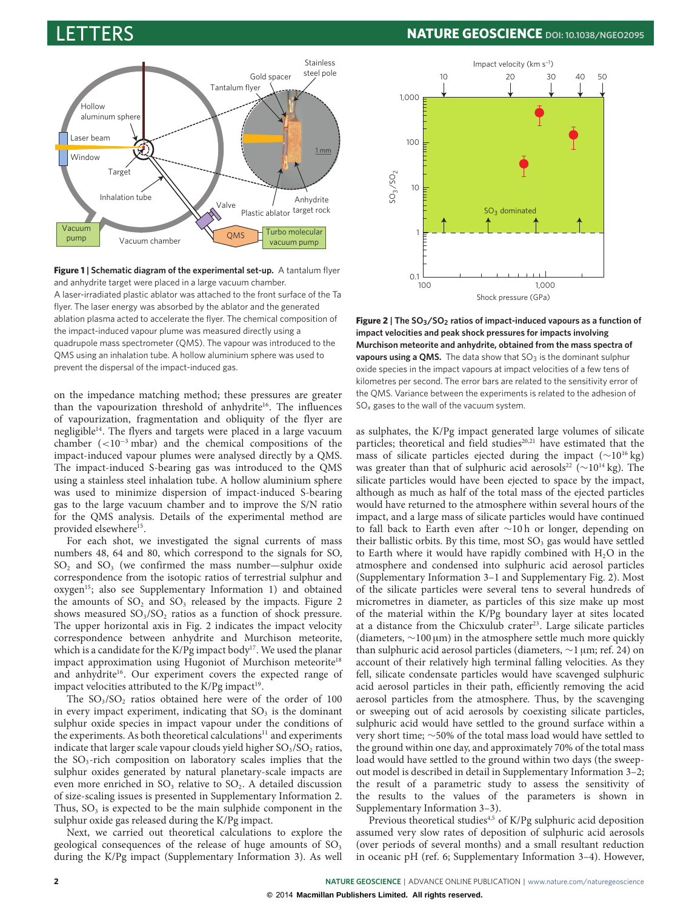**Figure 1 | Schematic diagram of the experimental set-up.** A tantalum flyer and anhydrite target were placed in a large vacuum chamber. A laser-irradiated plastic ablator was attached to the front surface of the Ta flyer. The laser energy was absorbed by the ablator and the generated ablation plasma acted to accelerate the flyer. The chemical composition of the impact-induced vapour plume was measured directly using a quadrupole mass spectrometer (QMS). The vapour was introduced to the QMS using an inhalation tube. A hollow aluminium sphere was used to prevent the dispersal of the impact-induced gas.

**Figure 2 | The $SO_3/SO_2$ ratios of impact-induced vapours as a function of impact velocities and peak shock pressures for impacts involving Murchison meteorite and anhydrite, obtained from the mass spectra of vapours using a QMS.** The data show that $SO_3$ is the dominant sulphur oxide species in the impact vapours at impact velocities of a few tens of kilometres per second. The error bars are related to the sensitivity error of the QMS. Variance between the experiments is related to the adhesion of $SO_x$ gases to the wall of the vacuum system.

on the impedance matching method; these pressures are greater than the vapourization threshold of anhydrite[16]. The influences of vapourization, fragmentation and obliquity of the flyer are negligible[14]. The flyers and targets were placed in a large vacuum chamber ($<10^{-3}$ mbar) and the chemical compositions of the impact-induced vapour plumes were analysed directly by a QMS. The impact-induced S-bearing gas was introduced to the QMS using a stainless steel inhalation tube. A hollow aluminium sphere was used to minimize dispersion of impact-induced S-bearing gas to the large vacuum chamber and to improve the S/N ratio for the QMS analysis. Details of the experimental method are provided elsewhere[15].

For each shot, we investigated the signal currents of mass numbers 48, 64 and 80, which correspond to the signals for SO, $SO_2$ and $SO_3$ (we confirmed the mass number—sulphur oxide correspondence from the isotopic ratios of terrestrial sulphur and oxygen[15]; also see Supplementary Information 1) and obtained the amounts of $SO_2$ and $SO_3$ released by the impacts. Figure 2 shows measured $SO_3/SO_2$ ratios as a function of shock pressure. The upper horizontal axis in Fig. 2 indicates the impact velocity correspondence between anhydrite and Murchison meteorite, which is a candidate for the K/Pg impact body[17]. We used the planar impact approximation using Hugoniot of Murchison meteorite[18] and anhydrite[16]. Our experiment covers the expected range of impact velocities attributed to the K/Pg impact[19].

The $SO_3/SO_2$ ratios obtained here were of the order of 100 in every impact experiment, indicating that $SO_3$ is the dominant sulphur oxide species in impact vapour under the conditions of the experiments. As both theoretical calculations[11] and experiments indicate that larger scale vapour clouds yield higher $SO_3/SO_2$ ratios, the $SO_3$-rich composition on laboratory scales implies that the sulphur oxides generated by natural planetary-scale impacts are even more enriched in $SO_3$ relative to $SO_2$. A detailed discussion of size-scaling issues is presented in Supplementary Information 2. Thus, $SO_3$ is expected to be the main sulphide component in the sulphur oxide gas released during the K/Pg impact.

Next, we carried out theoretical calculations to explore the geological consequences of the release of huge amounts of $SO_3$ during the K/Pg impact (Supplementary Information 3). As well as sulphates, the K/Pg impact generated large volumes of silicate particles; theoretical and field studies[20,21] have estimated that the mass of silicate particles ejected during the impact ($\sim10^{16}$ kg) was greater than that of sulphuric acid aerosols[22] ($\sim10^{14}$ kg). The silicate particles would have been ejected to space by the impact, although as much as half of the total mass of the ejected particles would have returned to the atmosphere within several hours of the impact, and a large mass of silicate particles would have continued to fall back to Earth even after ~10 h or longer, depending on their ballistic orbits. By this time, most $SO_3$ gas would have settled to Earth where it would have rapidly combined with $H_2O$ in the atmosphere and condensed into sulphuric acid aerosol particles (Supplementary Information 3–1 and Supplementary Fig. 2). Most of the silicate particles were several tens to several hundreds of micrometres in diameter, as particles of this size make up most of the material within the K/Pg boundary layer at sites located at a distance from the Chicxulub crater[23]. Large silicate particles (diameters, ~100 μm) in the atmosphere settle much more quickly than sulphuric acid aerosol particles (diameters, ~1 μm; ref. 24) on account of their relatively high terminal falling velocities. As they fell, silicate condensate particles would have scavenged sulphuric acid aerosol particles in their path, efficiently removing the acid aerosol particles from the atmosphere. Thus, by the scavenging or sweeping out of acid aerosols by coexisting silicate particles, sulphuric acid would have settled to the ground surface within a very short time; ~50% of the total mass load would have settled to the ground within one day, and approximately 70% of the total mass load would have settled to the ground within two days (the sweep-out model is described in detail in Supplementary Information 3–2; the result of a parametric study to assess the sensitivity of the results to the values of the parameters is shown in Supplementary Information 3–3).

Previous theoretical studies[4,5] of K/Pg sulphuric acid deposition assumed very slow rates of deposition of sulphuric acid aerosols (over periods of several months) and a small resultant reduction in oceanic pH (ref. 6; Supplementary Information 3–4). However,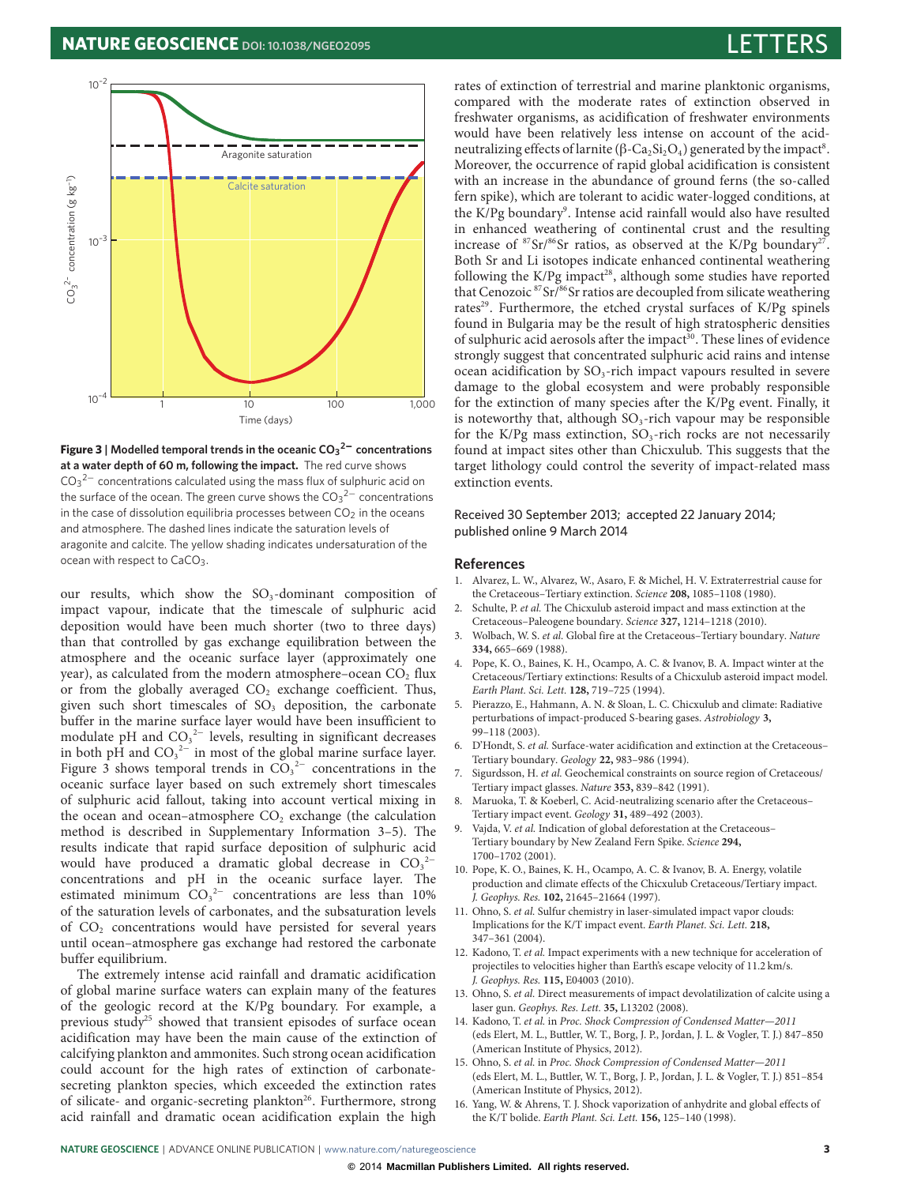**Figure 3 | Modelled temporal trends in the oceanic $CO_3^{2-}$ concentrations at a water depth of 60 m, following the impact.** The red curve shows $CO_3^{2-}$ concentrations calculated using the mass flux of sulphuric acid on the surface of the ocean. The green curve shows the $CO_3^{2-}$ concentrations in the case of dissolution equilibria processes between $CO_2$ in the oceans and atmosphere. The dashed lines indicate the saturation levels of aragonite and calcite. The yellow shading indicates undersaturation of the ocean with respect to $CaCO_3$.

our results, which show the $SO_3$-dominant composition of impact vapour, indicate that the timescale of sulphuric acid deposition would have been much shorter (two to three days) than that controlled by gas exchange equilibration between the atmosphere and the oceanic surface layer (approximately one year), as calculated from the modern atmosphere–ocean $CO_2$ flux or from the globally averaged $CO_2$ exchange coefficient. Thus, given such short timescales of $SO_3$ deposition, the carbonate buffer in the marine surface layer would have been insufficient to modulate pH and $CO_3^{2-}$ levels, resulting in significant decreases in both pH and $CO_3^{2-}$ in most of the global marine surface layer. Figure 3 shows temporal trends in $CO_3^{2-}$ concentrations in the oceanic surface layer based on such extremely short timescales of sulphuric acid fallout, taking into account vertical mixing in the ocean and ocean–atmosphere $CO_2$ exchange (the calculation method is described in Supplementary Information 3–5). The results indicate that rapid surface deposition of sulphuric acid would have produced a dramatic global decrease in $CO_3^{2-}$ concentrations and pH in the oceanic surface layer. The estimated minimum $CO_3^{2-}$ concentrations are less than 10% of the saturation levels of carbonates, and the subsaturation levels of $CO_2$ concentrations would have persisted for several years until ocean–atmosphere gas exchange had restored the carbonate buffer equilibrium.

The extremely intense acid rainfall and dramatic acidification of global marine surface waters can explain many of the features of the geologic record at the K/Pg boundary. For example, a previous study[25] showed that transient episodes of surface ocean acidification may have been the main cause of the extinction of calcifying plankton and ammonites. Such strong ocean acidification could account for the high rates of extinction of carbonate-secreting plankton species, which exceeded the extinction rates of silicate- and organic-secreting plankton[26]. Furthermore, strong acid rainfall and dramatic ocean acidification explain the high rates of extinction of terrestrial and marine planktonic organisms, compared with the moderate rates of extinction observed in freshwater organisms, as acidification of freshwater environments would have been relatively less intense on account of the acid-neutralizing effects of larnite ($\beta$-$Ca_2Si_2O_4$) generated by the impact[8]. Moreover, the occurrence of rapid global acidification is consistent with an increase in the abundance of ground ferns (the so-called fern spike), which are tolerant to acidic water-logged conditions, at the K/Pg boundary[9]. Intense acid rainfall would also have resulted in enhanced weathering of continental crust and the resulting increase of $^{87}Sr/^{86}Sr$ ratios, as observed at the K/Pg boundary[27]. Both Sr and Li isotopes indicate enhanced continental weathering following the K/Pg impact[28], although some studies have reported that Cenozoic $^{87}Sr/^{86}Sr$ ratios are decoupled from silicate weathering rates[29]. Furthermore, the etched crystal surfaces of K/Pg spinels found in Bulgaria may be the result of high stratospheric densities of sulphuric acid aerosols after the impact[30]. These lines of evidence strongly suggest that concentrated sulphuric acid rains and intense ocean acidification by $SO_3$-rich impact vapours resulted in severe damage to the global ecosystem and were probably responsible for the extinction of many species after the K/Pg event. Finally, it is noteworthy that, although $SO_3$-rich vapour may be responsible for the K/Pg mass extinction, $SO_3$-rich rocks are not necessarily found at impact sites other than Chicxulub. This suggests that the target lithology could control the severity of impact-related mass extinction events.

Received 30 September 2013; accepted 22 January 2014; published online 9 March 2014

## References

1. Alvarez, L. W., Alvarez, W., Asaro, F. & Michel, H. V. Extraterrestrial cause for the Cretaceous–Tertiary extinction. *Science* **208,** 1085–1108 (1980).
2. Schulte, P. *et al.* The Chicxulub asteroid impact and mass extinction at the Cretaceous–Paleogene boundary. *Science* **327,** 1214–1218 (2010).
3. Wolbach, W. S. *et al.* Global fire at the Cretaceous–Tertiary boundary. *Nature* **334,** 665–669 (1988).
4. Pope, K. O., Baines, K. H., Ocampo, A. C. & Ivanov, B. A. Impact winter at the Cretaceous/Tertiary extinctions: Results of a Chicxulub asteroid impact model. *Earth Plant. Sci. Lett.* **128,** 719–725 (1994).
5. Pierazzo, E., Hahmann, A. N. & Sloan, L. C. Chicxulub and climate: Radiative perturbations of impact-produced S-bearing gases. *Astrobiology* **3,** 99–118 (2003).
6. D'Hondt, S. *et al.* Surface-water acidification and extinction at the Cretaceous–Tertiary boundary. *Geology* **22,** 983–986 (1994).
7. Sigurdsson, H. *et al.* Geochemical constraints on source region of Cretaceous/Tertiary impact glasses. *Nature* **353,** 839–842 (1991).
8. Maruoka, T. & Koeberl, C. Acid-neutralizing scenario after the Cretaceous–Tertiary impact event. *Geology* **31,** 489–492 (2003).
9. Vajda, V. *et al.* Indication of global deforestation at the Cretaceous–Tertiary boundary by New Zealand Fern Spike. *Science* **294,** 1700–1702 (2001).
10. Pope, K. O., Baines, K. H., Ocampo, A. C. & Ivanov, B. A. Energy, volatile production and climate effects of the Chicxulub Cretaceous/Tertiary impact. *J. Geophys. Res.* **102,** 21645–21664 (1997).
11. Ohno, S. *et al.* Sulfur chemistry in laser-simulated impact vapor clouds: Implications for the K/T impact event. *Earth Planet. Sci. Lett.* **218,** 347–361 (2004).
12. Kadono, T. *et al.* Impact experiments with a new technique for acceleration of projectiles to velocities higher than Earth's escape velocity of 11.2 km/s. *J. Geophys. Res.* **115,** E04003 (2010).
13. Ohno, S. *et al.* Direct measurements of impact devolatilization of calcite using a laser gun. *Geophys. Res. Lett.* **35,** L13202 (2008).
14. Kadono, T. *et al.* in *Proc. Shock Compression of Condensed Matter—2011* (eds Elert, M. L., Buttler, W. T., Borg, J. P., Jordan, J. L. & Vogler, T. J.) 847–850 (American Institute of Physics, 2012).
15. Ohno, S. *et al.* in *Proc. Shock Compression of Condensed Matter—2011* (eds Elert, M. L., Buttler, W. T., Borg, J. P., Jordan, J. L. & Vogler, T. J.) 851–854 (American Institute of Physics, 2012).
16. Yang, W. & Ahrens, T. J. Shock vaporization of anhydrite and global effects of the K/T bolide. *Earth Plant. Sci. Lett.* **156,** 125–140 (1998).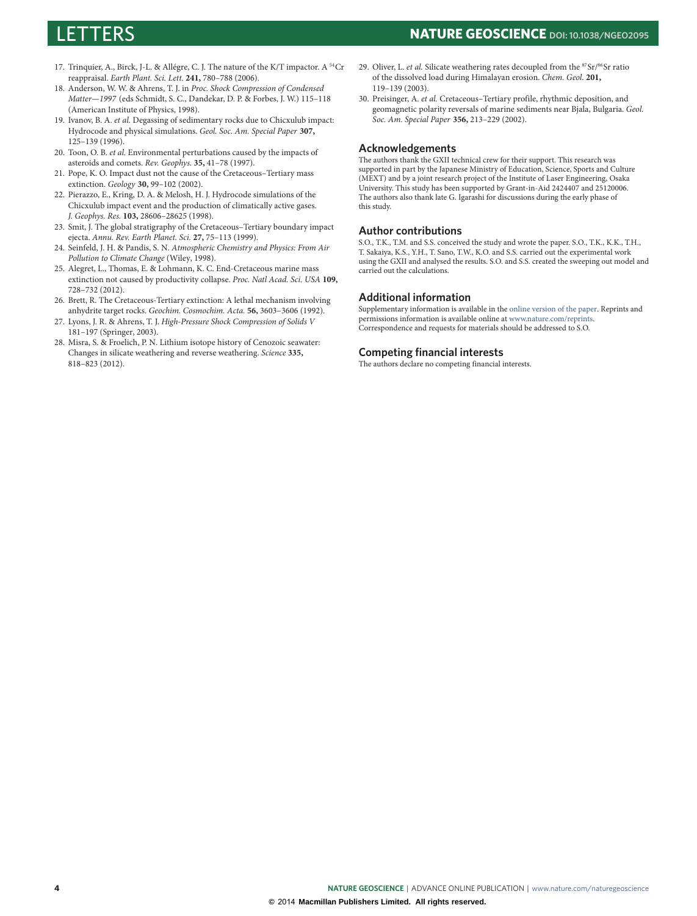17. Trinquier, A., Birck, J-L. & Allégre, C. J. The nature of the K/T impactor. A $^{54}$Cr reappraisal. *Earth Plant. Sci. Lett.* **241,** 780–788 (2006).
18. Anderson, W. W. & Ahrens, T. J. in *Proc. Shock Compression of Condensed Matter—1997* (eds Schmidt, S. C., Dandekar, D. P. & Forbes, J. W.) 115–118 (American Institute of Physics, 1998).
19. Ivanov, B. A. *et al.* Degassing of sedimentary rocks due to Chicxulub impact: Hydrocode and physical simulations. *Geol. Soc. Am. Special Paper* **307,** 125–139 (1996).
20. Toon, O. B. *et al.* Environmental perturbations caused by the impacts of asteroids and comets. *Rev. Geophys.* **35,** 41–78 (1997).
21. Pope, K. O. Impact dust not the cause of the Cretaceous–Tertiary mass extinction. *Geology* **30,** 99–102 (2002).
22. Pierazzo, E., Kring, D. A. & Melosh, H. J. Hydrocode simulations of the Chicxulub impact event and the production of climatically active gases. *J. Geophys. Res.* **103,** 28606–28625 (1998).
23. Smit, J. The global stratigraphy of the Cretaceous–Tertiary boundary impact ejecta. *Annu. Rev. Earth Planet. Sci.* **27,** 75–113 (1999).
24. Seinfeld, J. H. & Pandis, S. N. *Atmospheric Chemistry and Physics: From Air Pollution to Climate Change* (Wiley, 1998).
25. Alegret, L., Thomas, E. & Lohmann, K. C. End-Cretaceous marine mass extinction not caused by productivity collapse. *Proc. Natl Acad. Sci. USA* **109,** 728–732 (2012).
26. Brett, R. The Cretaceous-Tertiary extinction: A lethal mechanism involving anhydrite target rocks. *Geochim. Cosmochim. Acta.* **56,** 3603–3606 (1992).
27. Lyons, J. R. & Ahrens, T. J. *High-Pressure Shock Compression of Solids V* 181–197 (Springer, 2003).
28. Misra, S. & Froelich, P. N. Lithium isotope history of Cenozoic seawater: Changes in silicate weathering and reverse weathering. *Science* **335,** 818–823 (2012).
29. Oliver, L. *et al.* Silicate weathering rates decoupled from the $^{87}$Sr/$^{86}$Sr ratio of the dissolved load during Himalayan erosion. *Chem. Geol.* **201,** 119–139 (2003).
30. Preisinger, A. *et al.* Cretaceous–Tertiary profile, rhythmic deposition, and geomagnetic polarity reversals of marine sediments near Bjala, Bulgaria. *Geol. Soc. Am. Special Paper* **356,** 213–229 (2002).

## Acknowledgements

The authors thank the GXII technical crew for their support. This research was supported in part by the Japanese Ministry of Education, Science, Sports and Culture (MEXT) and by a joint research project of the Institute of Laser Engineering, Osaka University. This study has been supported by Grant-in-Aid 2424407 and 25120006. The authors also thank late G. Igarashi for discussions during the early phase of this study.

## Author contributions

S.O., T.K., T.M. and S.S. conceived the study and wrote the paper. S.O., T.K., K.K., T.H., T. Sakaiya, K.S., Y.H., T. Sano, T.W., K.O. and S.S. carried out the experimental work using the GXII and analysed the results. S.O. and S.S. created the sweeping out model and carried out the calculations.

## Additional information

Supplementary information is available in the online version of the paper. Reprints and permissions information is available online at www.nature.com/reprints. Correspondence and requests for materials should be addressed to S.O.

## Competing financial interests

The authors declare no competing financial interests.